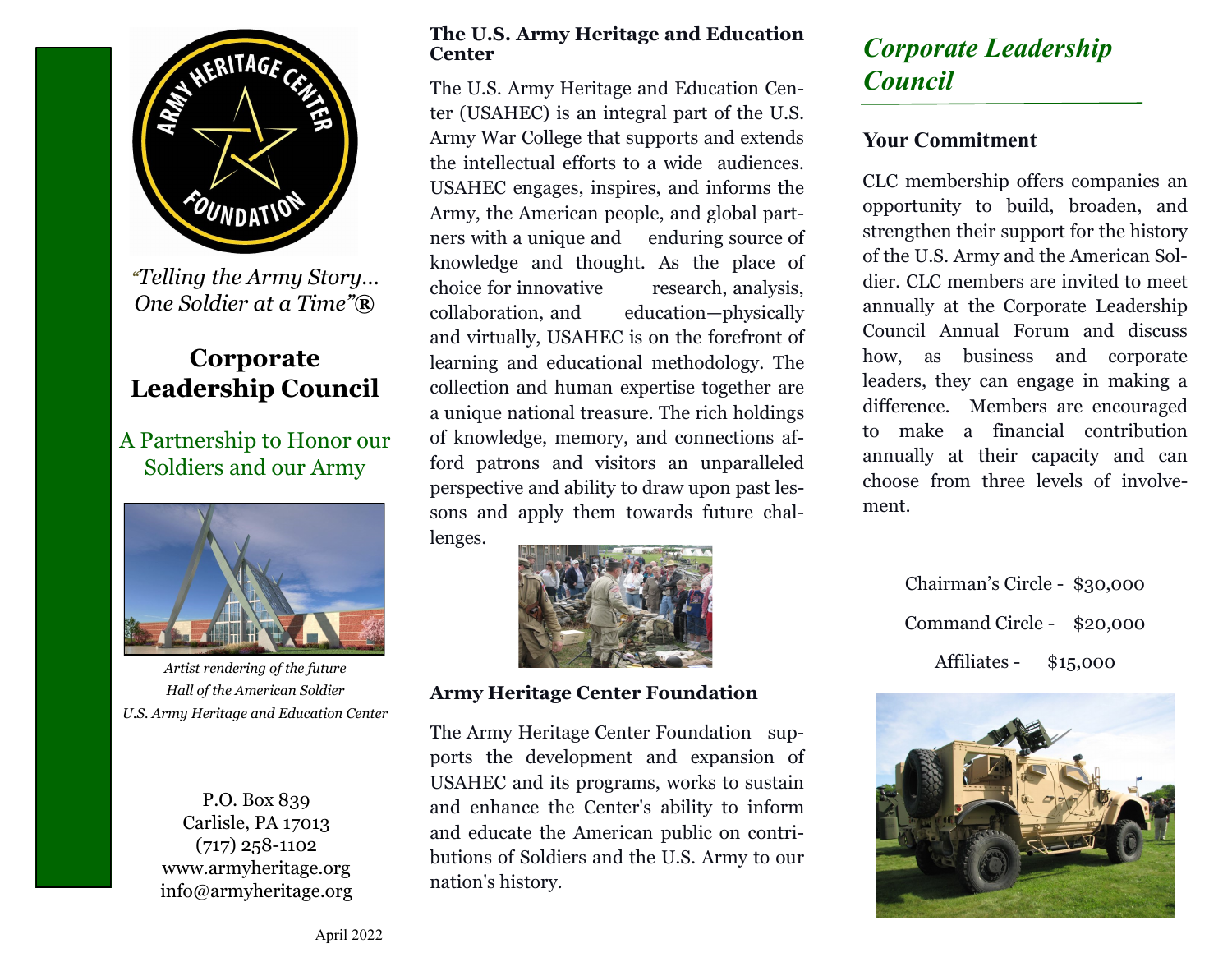*"Telling the Army Story… One Soldier at a Time"®*

# Corporate Leadership Council

A Partnership to Honor our Soldiers and our Army

*Artist rendering of the future Hall of the American Soldier U.S. Army Heritage and Education Center*

P.O. Box 839
Carlisle, PA 17013
(717) 258-1102
www.armyheritage.org
info@armyheritage.org

April 2022

## The U.S. Army Heritage and Education Center

The U.S. Army Heritage and Education Center (USAHEC) is an integral part of the U.S. Army War College that supports and extends the intellectual efforts to a wide audiences. USAHEC engages, inspires, and informs the Army, the American people, and global partners with a unique and enduring source of knowledge and thought. As the place of choice for innovative research, analysis, collaboration, and education—physically and virtually, USAHEC is on the forefront of learning and educational methodology. The collection and human expertise together are a unique national treasure. The rich holdings of knowledge, memory, and connections afford patrons and visitors an unparalleled perspective and ability to draw upon past lessons and apply them towards future challenges.

## Army Heritage Center Foundation

The Army Heritage Center Foundation supports the development and expansion of USAHEC and its programs, works to sustain and enhance the Center's ability to inform and educate the American public on contributions of Soldiers and the U.S. Army to our nation's history.

## *Corporate Leadership Council*

### Your Commitment

CLC membership offers companies an opportunity to build, broaden, and strengthen their support for the history of the U.S. Army and the American Soldier. CLC members are invited to meet annually at the Corporate Leadership Council Annual Forum and discuss how, as business and corporate leaders, they can engage in making a difference. Members are encouraged to make a financial contribution annually at their capacity and can choose from three levels of involvement.

Chairman's Circle - $30,000

Command Circle - $20,000

Affiliates - $15,000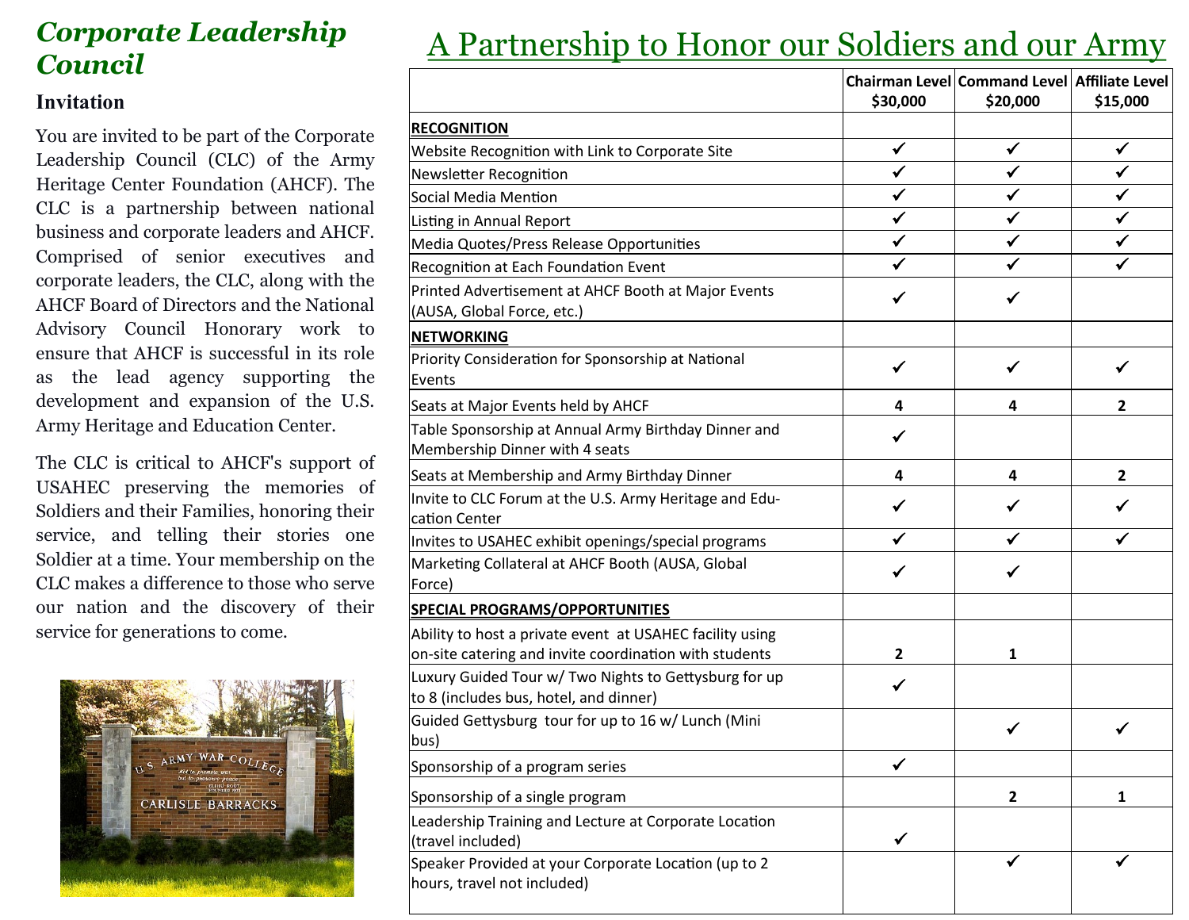## *Corporate Leadership Council*

### Invitation

You are invited to be part of the Corporate Leadership Council (CLC) of the Army Heritage Center Foundation (AHCF). The CLC is a partnership between national business and corporate leaders and AHCF. Comprised of senior executives and corporate leaders, the CLC, along with the AHCF Board of Directors and the National Advisory Council Honorary work to ensure that AHCF is successful in its role as the lead agency supporting the development and expansion of the U.S. Army Heritage and Education Center.

The CLC is critical to AHCF's support of USAHEC preserving the memories of Soldiers and their Families, honoring their service, and telling their stories one Soldier at a time. Your membership on the CLC makes a difference to those who serve our nation and the discovery of their service for generations to come.

# A Partnership to Honor our Soldiers and our Army

| | Chairman Level $30,000 | Command Level $20,000 | Affiliate Level $15,000 |
|---|---|---|---|
| **RECOGNITION** | | | |
| Website Recognition with Link to Corporate Site | ✔ | ✔ | ✔ |
| Newsletter Recognition | ✔ | ✔ | ✔ |
| Social Media Mention | ✔ | ✔ | ✔ |
| Listing in Annual Report | ✔ | ✔ | ✔ |
| Media Quotes/Press Release Opportunities | ✔ | ✔ | ✔ |
| Recognition at Each Foundation Event | ✔ | ✔ | ✔ |
| Printed Advertisement at AHCF Booth at Major Events (AUSA, Global Force, etc.) | ✔ | ✔ | |
| **NETWORKING** | | | |
| Priority Consideration for Sponsorship at National Events | ✔ | ✔ | ✔ |
| Seats at Major Events held by AHCF | 4 | 4 | 2 |
| Table Sponsorship at Annual Army Birthday Dinner and Membership Dinner with 4 seats | ✔ | | |
| Seats at Membership and Army Birthday Dinner | 4 | 4 | 2 |
| Invite to CLC Forum at the U.S. Army Heritage and Education Center | ✔ | ✔ | ✔ |
| Invites to USAHEC exhibit openings/special programs | ✔ | ✔ | ✔ |
| Marketing Collateral at AHCF Booth (AUSA, Global Force) | ✔ | ✔ | |
| **SPECIAL PROGRAMS/OPPORTUNITIES** | | | |
| Ability to host a private event at USAHEC facility using on-site catering and invite coordination with students | 2 | 1 | |
| Luxury Guided Tour w/ Two Nights to Gettysburg for up to 8 (includes bus, hotel, and dinner) | ✔ | | |
| Guided Gettysburg tour for up to 16 w/ Lunch (Mini bus) | | ✔ | ✔ |
| Sponsorship of a program series | ✔ | | |
| Sponsorship of a single program | | 2 | 1 |
| Leadership Training and Lecture at Corporate Location (travel included) | ✔ | | |
| Speaker Provided at your Corporate Location (up to 2 hours, travel not included) | | ✔ | ✔ |